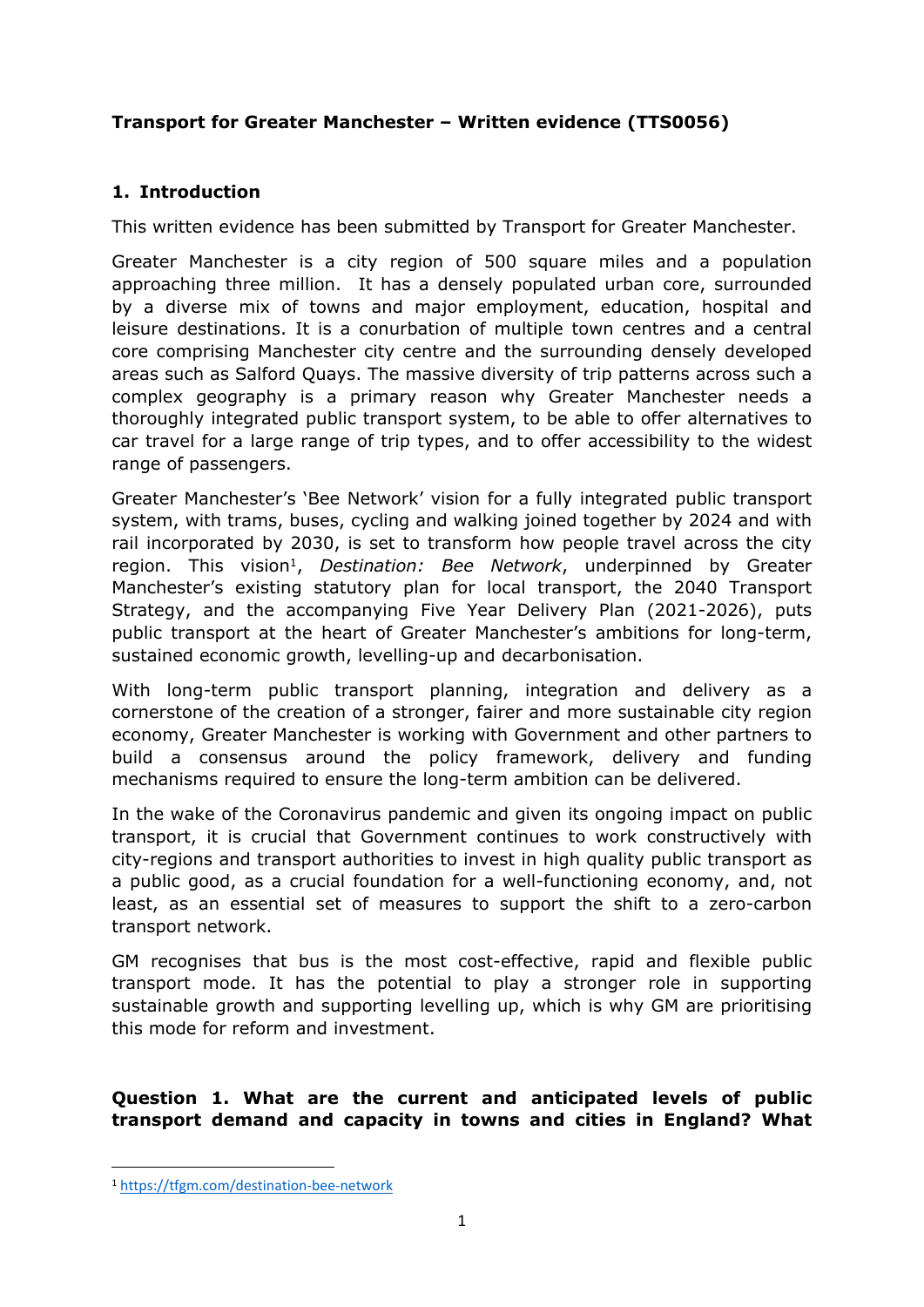**Transport for Greater Manchester – Written evidence (TTS0056)**

## 1. Introduction

This written evidence has been submitted by Transport for Greater Manchester.

Greater Manchester is a city region of 500 square miles and a population approaching three million. It has a densely populated urban core, surrounded by a diverse mix of towns and major employment, education, hospital and leisure destinations. It is a conurbation of multiple town centres and a central core comprising Manchester city centre and the surrounding densely developed areas such as Salford Quays. The massive diversity of trip patterns across such a complex geography is a primary reason why Greater Manchester needs a thoroughly integrated public transport system, to be able to offer alternatives to car travel for a large range of trip types, and to offer accessibility to the widest range of passengers.

Greater Manchester's 'Bee Network' vision for a fully integrated public transport system, with trams, buses, cycling and walking joined together by 2024 and with rail incorporated by 2030, is set to transform how people travel across the city region. This vision[1], *Destination: Bee Network*, underpinned by Greater Manchester's existing statutory plan for local transport, the 2040 Transport Strategy, and the accompanying Five Year Delivery Plan (2021-2026), puts public transport at the heart of Greater Manchester's ambitions for long-term, sustained economic growth, levelling-up and decarbonisation.

With long-term public transport planning, integration and delivery as a cornerstone of the creation of a stronger, fairer and more sustainable city region economy, Greater Manchester is working with Government and other partners to build a consensus around the policy framework, delivery and funding mechanisms required to ensure the long-term ambition can be delivered.

In the wake of the Coronavirus pandemic and given its ongoing impact on public transport, it is crucial that Government continues to work constructively with city-regions and transport authorities to invest in high quality public transport as a public good, as a crucial foundation for a well-functioning economy, and, not least, as an essential set of measures to support the shift to a zero-carbon transport network.

GM recognises that bus is the most cost-effective, rapid and flexible public transport mode. It has the potential to play a stronger role in supporting sustainable growth and supporting levelling up, which is why GM are prioritising this mode for reform and investment.

**Question 1. What are the current and anticipated levels of public transport demand and capacity in towns and cities in England? What**

---

[1] https://tfgm.com/destination-bee-network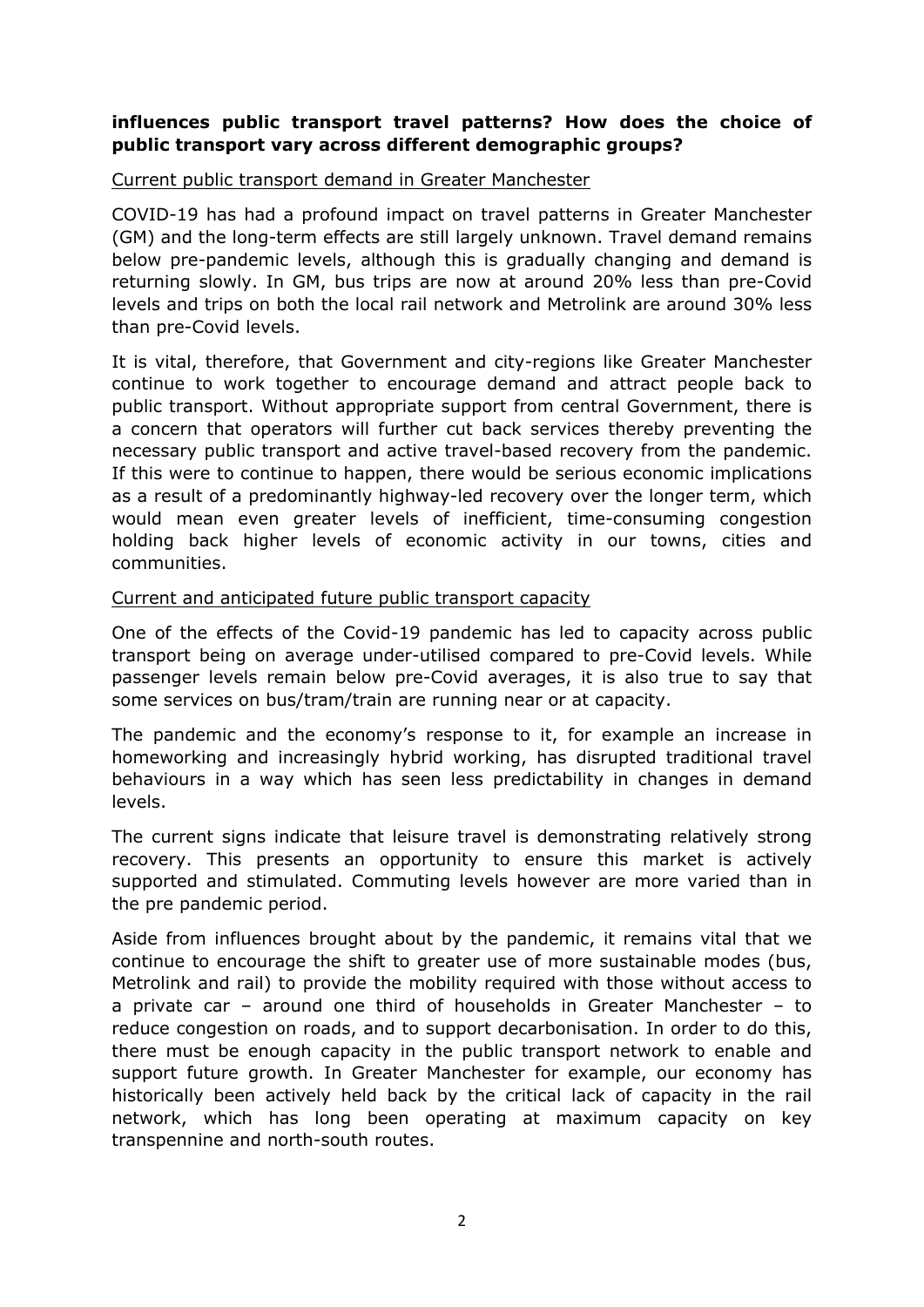**influences public transport travel patterns? How does the choice of public transport vary across different demographic groups?**

<u>Current public transport demand in Greater Manchester</u>

COVID-19 has had a profound impact on travel patterns in Greater Manchester (GM) and the long-term effects are still largely unknown. Travel demand remains below pre-pandemic levels, although this is gradually changing and demand is returning slowly. In GM, bus trips are now at around 20% less than pre-Covid levels and trips on both the local rail network and Metrolink are around 30% less than pre-Covid levels.

It is vital, therefore, that Government and city-regions like Greater Manchester continue to work together to encourage demand and attract people back to public transport. Without appropriate support from central Government, there is a concern that operators will further cut back services thereby preventing the necessary public transport and active travel-based recovery from the pandemic. If this were to continue to happen, there would be serious economic implications as a result of a predominantly highway-led recovery over the longer term, which would mean even greater levels of inefficient, time-consuming congestion holding back higher levels of economic activity in our towns, cities and communities.

<u>Current and anticipated future public transport capacity</u>

One of the effects of the Covid-19 pandemic has led to capacity across public transport being on average under-utilised compared to pre-Covid levels. While passenger levels remain below pre-Covid averages, it is also true to say that some services on bus/tram/train are running near or at capacity.

The pandemic and the economy's response to it, for example an increase in homeworking and increasingly hybrid working, has disrupted traditional travel behaviours in a way which has seen less predictability in changes in demand levels.

The current signs indicate that leisure travel is demonstrating relatively strong recovery. This presents an opportunity to ensure this market is actively supported and stimulated. Commuting levels however are more varied than in the pre pandemic period.

Aside from influences brought about by the pandemic, it remains vital that we continue to encourage the shift to greater use of more sustainable modes (bus, Metrolink and rail) to provide the mobility required with those without access to a private car – around one third of households in Greater Manchester – to reduce congestion on roads, and to support decarbonisation. In order to do this, there must be enough capacity in the public transport network to enable and support future growth. In Greater Manchester for example, our economy has historically been actively held back by the critical lack of capacity in the rail network, which has long been operating at maximum capacity on key transpennine and north-south routes.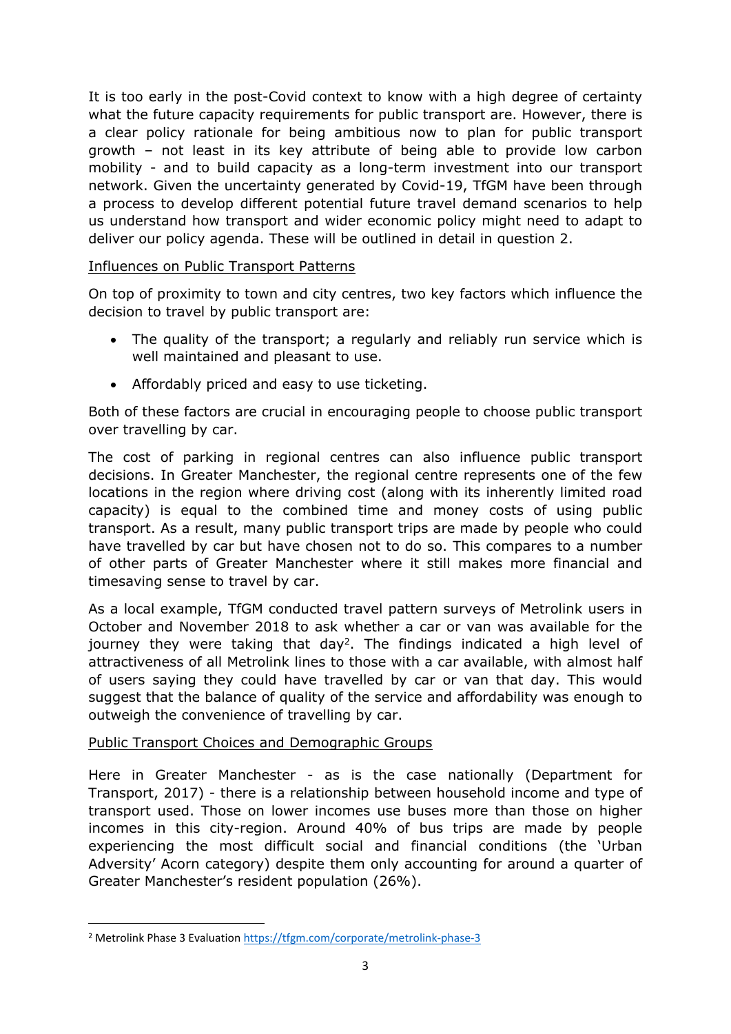It is too early in the post-Covid context to know with a high degree of certainty what the future capacity requirements for public transport are. However, there is a clear policy rationale for being ambitious now to plan for public transport growth – not least in its key attribute of being able to provide low carbon mobility - and to build capacity as a long-term investment into our transport network. Given the uncertainty generated by Covid-19, TfGM have been through a process to develop different potential future travel demand scenarios to help us understand how transport and wider economic policy might need to adapt to deliver our policy agenda. These will be outlined in detail in question 2.

## Influences on Public Transport Patterns

On top of proximity to town and city centres, two key factors which influence the decision to travel by public transport are:

- The quality of the transport; a regularly and reliably run service which is well maintained and pleasant to use.
- Affordably priced and easy to use ticketing.

Both of these factors are crucial in encouraging people to choose public transport over travelling by car.

The cost of parking in regional centres can also influence public transport decisions. In Greater Manchester, the regional centre represents one of the few locations in the region where driving cost (along with its inherently limited road capacity) is equal to the combined time and money costs of using public transport. As a result, many public transport trips are made by people who could have travelled by car but have chosen not to do so. This compares to a number of other parts of Greater Manchester where it still makes more financial and timesaving sense to travel by car.

As a local example, TfGM conducted travel pattern surveys of Metrolink users in October and November 2018 to ask whether a car or van was available for the journey they were taking that day[2]. The findings indicated a high level of attractiveness of all Metrolink lines to those with a car available, with almost half of users saying they could have travelled by car or van that day. This would suggest that the balance of quality of the service and affordability was enough to outweigh the convenience of travelling by car.

## Public Transport Choices and Demographic Groups

Here in Greater Manchester - as is the case nationally (Department for Transport, 2017) - there is a relationship between household income and type of transport used. Those on lower incomes use buses more than those on higher incomes in this city-region. Around 40% of bus trips are made by people experiencing the most difficult social and financial conditions (the 'Urban Adversity' Acorn category) despite them only accounting for around a quarter of Greater Manchester's resident population (26%).

---

[2] Metrolink Phase 3 Evaluation https://tfgm.com/corporate/metrolink-phase-3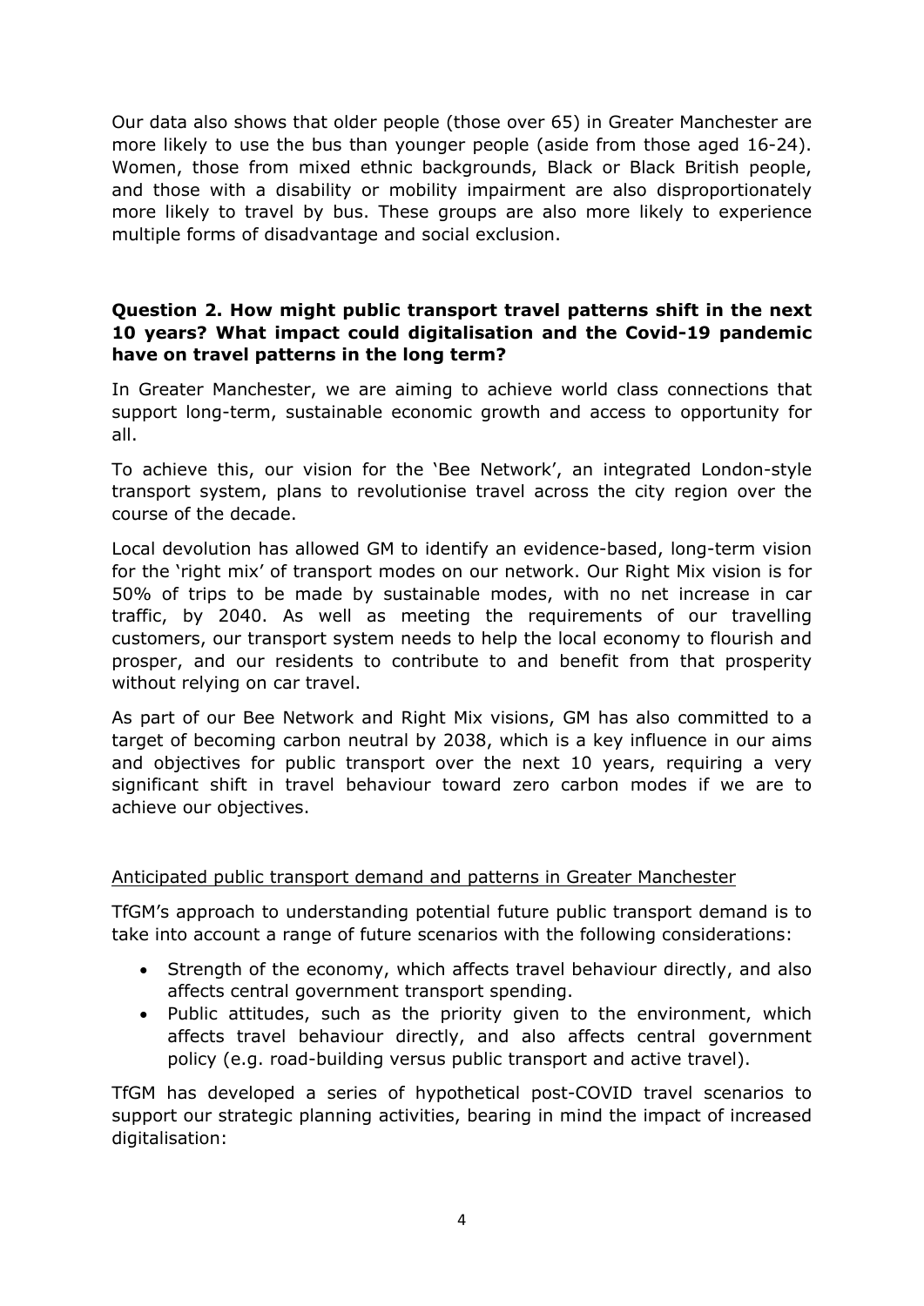Our data also shows that older people (those over 65) in Greater Manchester are more likely to use the bus than younger people (aside from those aged 16-24). Women, those from mixed ethnic backgrounds, Black or Black British people, and those with a disability or mobility impairment are also disproportionately more likely to travel by bus. These groups are also more likely to experience multiple forms of disadvantage and social exclusion.

**Question 2. How might public transport travel patterns shift in the next 10 years? What impact could digitalisation and the Covid-19 pandemic have on travel patterns in the long term?**

In Greater Manchester, we are aiming to achieve world class connections that support long-term, sustainable economic growth and access to opportunity for all.

To achieve this, our vision for the 'Bee Network', an integrated London-style transport system, plans to revolutionise travel across the city region over the course of the decade.

Local devolution has allowed GM to identify an evidence-based, long-term vision for the 'right mix' of transport modes on our network. Our Right Mix vision is for 50% of trips to be made by sustainable modes, with no net increase in car traffic, by 2040. As well as meeting the requirements of our travelling customers, our transport system needs to help the local economy to flourish and prosper, and our residents to contribute to and benefit from that prosperity without relying on car travel.

As part of our Bee Network and Right Mix visions, GM has also committed to a target of becoming carbon neutral by 2038, which is a key influence in our aims and objectives for public transport over the next 10 years, requiring a very significant shift in travel behaviour toward zero carbon modes if we are to achieve our objectives.

<u>Anticipated public transport demand and patterns in Greater Manchester</u>

TfGM's approach to understanding potential future public transport demand is to take into account a range of future scenarios with the following considerations:

- Strength of the economy, which affects travel behaviour directly, and also affects central government transport spending.
- Public attitudes, such as the priority given to the environment, which affects travel behaviour directly, and also affects central government policy (e.g. road-building versus public transport and active travel).

TfGM has developed a series of hypothetical post-COVID travel scenarios to support our strategic planning activities, bearing in mind the impact of increased digitalisation: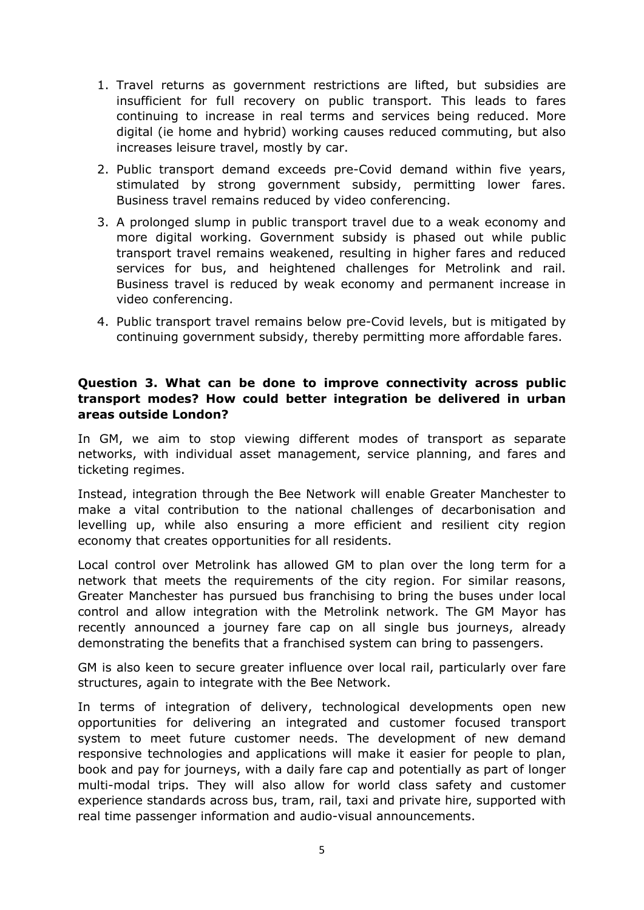1. Travel returns as government restrictions are lifted, but subsidies are insufficient for full recovery on public transport. This leads to fares continuing to increase in real terms and services being reduced. More digital (ie home and hybrid) working causes reduced commuting, but also increases leisure travel, mostly by car.
2. Public transport demand exceeds pre-Covid demand within five years, stimulated by strong government subsidy, permitting lower fares. Business travel remains reduced by video conferencing.
3. A prolonged slump in public transport travel due to a weak economy and more digital working. Government subsidy is phased out while public transport travel remains weakened, resulting in higher fares and reduced services for bus, and heightened challenges for Metrolink and rail. Business travel is reduced by weak economy and permanent increase in video conferencing.
4. Public transport travel remains below pre-Covid levels, but is mitigated by continuing government subsidy, thereby permitting more affordable fares.

**Question 3. What can be done to improve connectivity across public transport modes? How could better integration be delivered in urban areas outside London?**

In GM, we aim to stop viewing different modes of transport as separate networks, with individual asset management, service planning, and fares and ticketing regimes.

Instead, integration through the Bee Network will enable Greater Manchester to make a vital contribution to the national challenges of decarbonisation and levelling up, while also ensuring a more efficient and resilient city region economy that creates opportunities for all residents.

Local control over Metrolink has allowed GM to plan over the long term for a network that meets the requirements of the city region. For similar reasons, Greater Manchester has pursued bus franchising to bring the buses under local control and allow integration with the Metrolink network. The GM Mayor has recently announced a journey fare cap on all single bus journeys, already demonstrating the benefits that a franchised system can bring to passengers.

GM is also keen to secure greater influence over local rail, particularly over fare structures, again to integrate with the Bee Network.

In terms of integration of delivery, technological developments open new opportunities for delivering an integrated and customer focused transport system to meet future customer needs. The development of new demand responsive technologies and applications will make it easier for people to plan, book and pay for journeys, with a daily fare cap and potentially as part of longer multi-modal trips. They will also allow for world class safety and customer experience standards across bus, tram, rail, taxi and private hire, supported with real time passenger information and audio-visual announcements.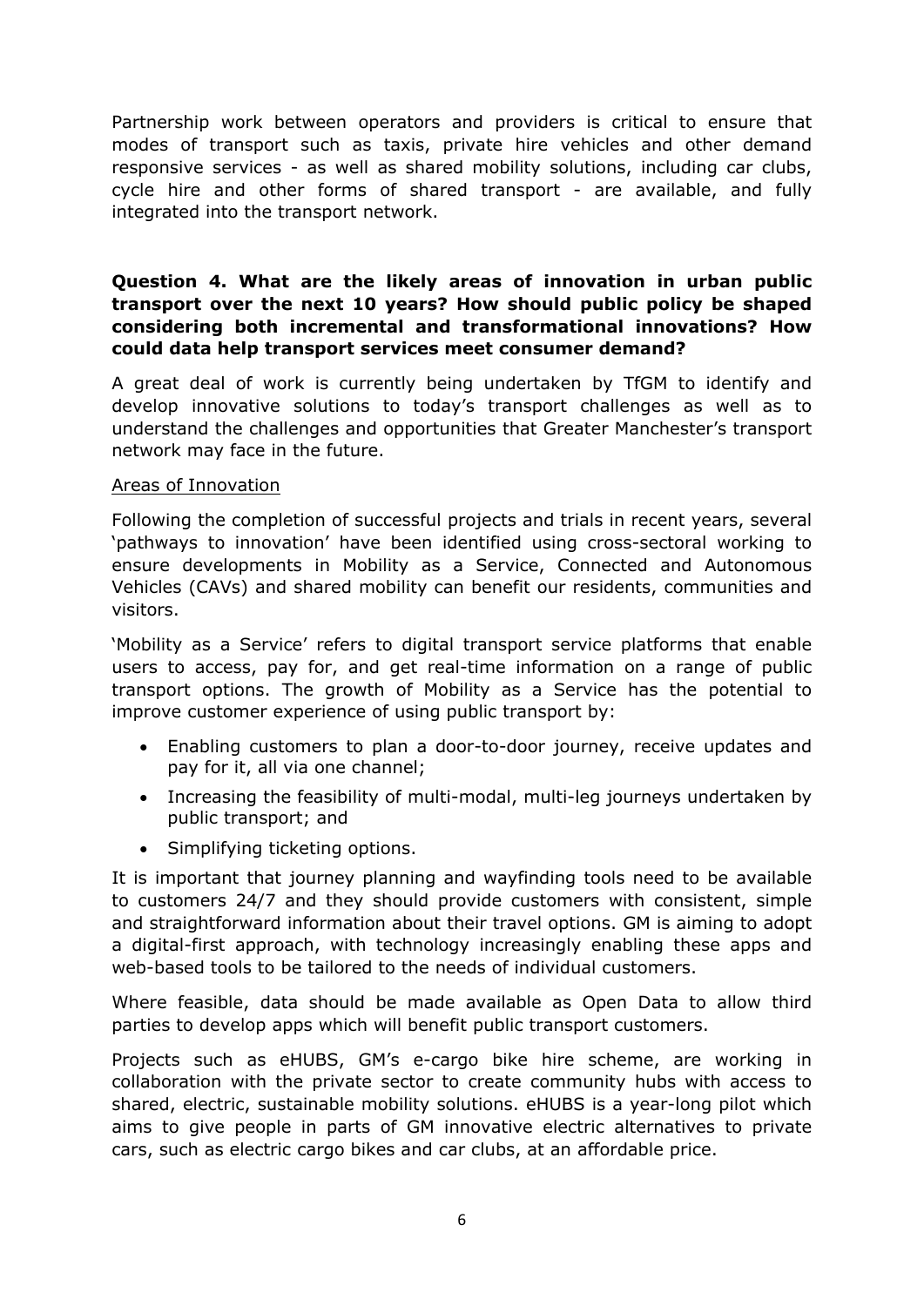Partnership work between operators and providers is critical to ensure that modes of transport such as taxis, private hire vehicles and other demand responsive services - as well as shared mobility solutions, including car clubs, cycle hire and other forms of shared transport - are available, and fully integrated into the transport network.

**Question 4. What are the likely areas of innovation in urban public transport over the next 10 years? How should public policy be shaped considering both incremental and transformational innovations? How could data help transport services meet consumer demand?**

A great deal of work is currently being undertaken by TfGM to identify and develop innovative solutions to today's transport challenges as well as to understand the challenges and opportunities that Greater Manchester's transport network may face in the future.

Areas of Innovation

Following the completion of successful projects and trials in recent years, several 'pathways to innovation' have been identified using cross-sectoral working to ensure developments in Mobility as a Service, Connected and Autonomous Vehicles (CAVs) and shared mobility can benefit our residents, communities and visitors.

'Mobility as a Service' refers to digital transport service platforms that enable users to access, pay for, and get real-time information on a range of public transport options. The growth of Mobility as a Service has the potential to improve customer experience of using public transport by:

- Enabling customers to plan a door-to-door journey, receive updates and pay for it, all via one channel;
- Increasing the feasibility of multi-modal, multi-leg journeys undertaken by public transport; and
- Simplifying ticketing options.

It is important that journey planning and wayfinding tools need to be available to customers 24/7 and they should provide customers with consistent, simple and straightforward information about their travel options. GM is aiming to adopt a digital-first approach, with technology increasingly enabling these apps and web-based tools to be tailored to the needs of individual customers.

Where feasible, data should be made available as Open Data to allow third parties to develop apps which will benefit public transport customers.

Projects such as eHUBS, GM's e-cargo bike hire scheme, are working in collaboration with the private sector to create community hubs with access to shared, electric, sustainable mobility solutions. eHUBS is a year-long pilot which aims to give people in parts of GM innovative electric alternatives to private cars, such as electric cargo bikes and car clubs, at an affordable price.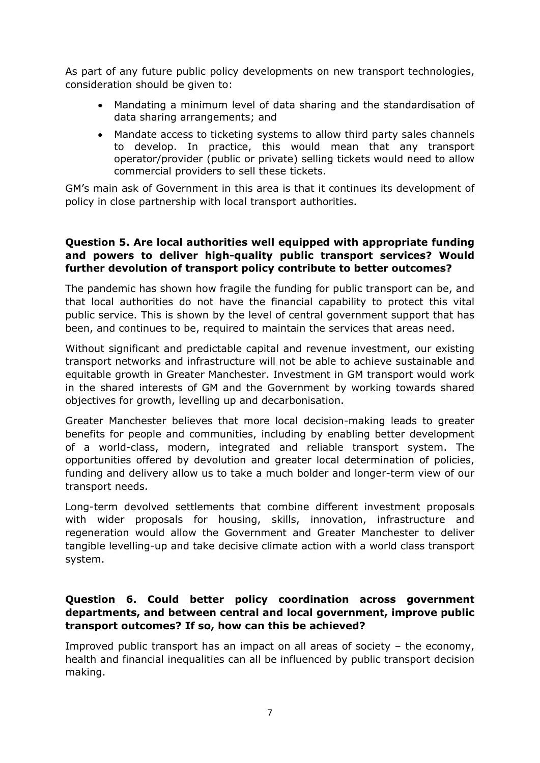As part of any future public policy developments on new transport technologies, consideration should be given to:

- Mandating a minimum level of data sharing and the standardisation of data sharing arrangements; and
- Mandate access to ticketing systems to allow third party sales channels to develop. In practice, this would mean that any transport operator/provider (public or private) selling tickets would need to allow commercial providers to sell these tickets.

GM's main ask of Government in this area is that it continues its development of policy in close partnership with local transport authorities.

**Question 5. Are local authorities well equipped with appropriate funding and powers to deliver high-quality public transport services? Would further devolution of transport policy contribute to better outcomes?**

The pandemic has shown how fragile the funding for public transport can be, and that local authorities do not have the financial capability to protect this vital public service. This is shown by the level of central government support that has been, and continues to be, required to maintain the services that areas need.

Without significant and predictable capital and revenue investment, our existing transport networks and infrastructure will not be able to achieve sustainable and equitable growth in Greater Manchester. Investment in GM transport would work in the shared interests of GM and the Government by working towards shared objectives for growth, levelling up and decarbonisation.

Greater Manchester believes that more local decision-making leads to greater benefits for people and communities, including by enabling better development of a world-class, modern, integrated and reliable transport system. The opportunities offered by devolution and greater local determination of policies, funding and delivery allow us to take a much bolder and longer-term view of our transport needs.

Long-term devolved settlements that combine different investment proposals with wider proposals for housing, skills, innovation, infrastructure and regeneration would allow the Government and Greater Manchester to deliver tangible levelling-up and take decisive climate action with a world class transport system.

**Question 6. Could better policy coordination across government departments, and between central and local government, improve public transport outcomes? If so, how can this be achieved?**

Improved public transport has an impact on all areas of society – the economy, health and financial inequalities can all be influenced by public transport decision making.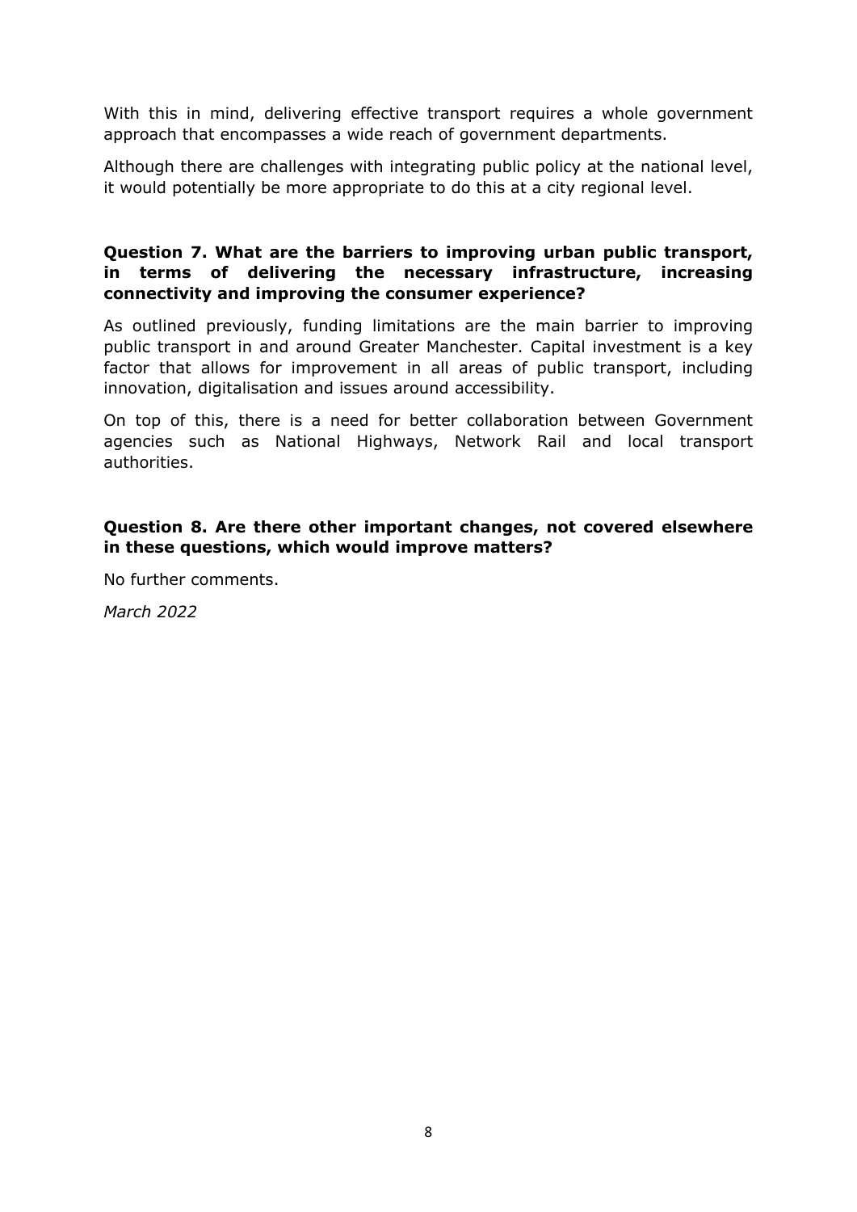With this in mind, delivering effective transport requires a whole government approach that encompasses a wide reach of government departments.

Although there are challenges with integrating public policy at the national level, it would potentially be more appropriate to do this at a city regional level.

**Question 7. What are the barriers to improving urban public transport, in terms of delivering the necessary infrastructure, increasing connectivity and improving the consumer experience?**

As outlined previously, funding limitations are the main barrier to improving public transport in and around Greater Manchester. Capital investment is a key factor that allows for improvement in all areas of public transport, including innovation, digitalisation and issues around accessibility.

On top of this, there is a need for better collaboration between Government agencies such as National Highways, Network Rail and local transport authorities.

**Question 8. Are there other important changes, not covered elsewhere in these questions, which would improve matters?**

No further comments.

*March 2022*